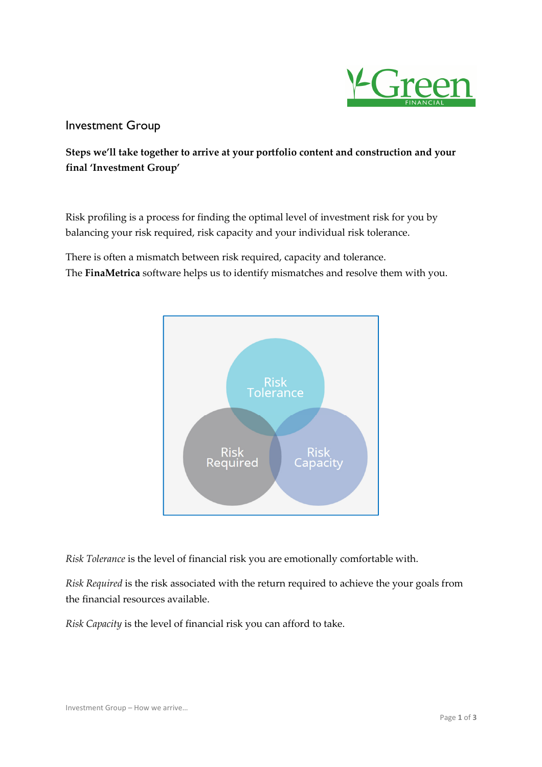## Investment Group

**Steps we'll take together to arrive at your portfolio content and construction and your final 'Investment Group'**

Risk profiling is a process for finding the optimal level of investment risk for you by balancing your risk required, risk capacity and your individual risk tolerance.

There is often a mismatch between risk required, capacity and tolerance.
The **FinaMetrica** software helps us to identify mismatches and resolve them with you.

Risk Tolerance

Risk Required

Risk Capacity

*Risk Tolerance* is the level of financial risk you are emotionally comfortable with.

*Risk Required* is the risk associated with the return required to achieve the your goals from the financial resources available.

*Risk Capacity* is the level of financial risk you can afford to take.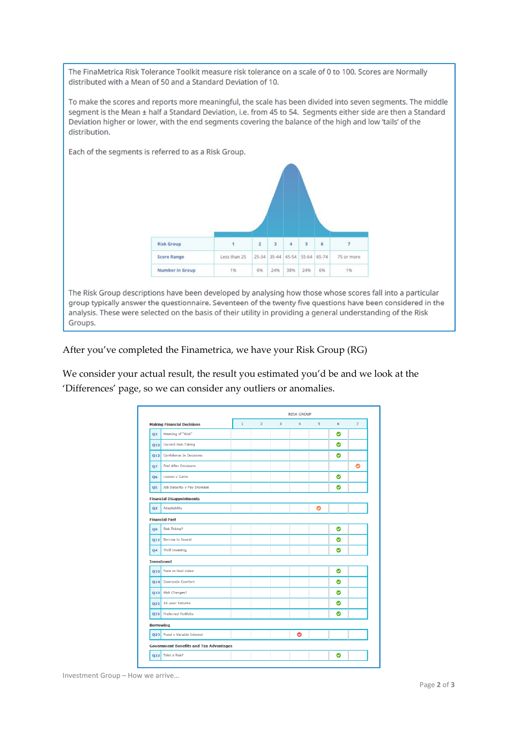The FinaMetrica Risk Tolerance Toolkit measure risk tolerance on a scale of 0 to 100. Scores are Normally distributed with a Mean of 50 and a Standard Deviation of 10.

To make the scores and reports more meaningful, the scale has been divided into seven segments. The middle segment is the Mean ± half a Standard Deviation, i.e. from 45 to 54. Segments either side are then a Standard Deviation higher or lower, with the end segments covering the balance of the high and low 'tails' of the distribution.

Each of the segments is referred to as a Risk Group.

| Risk Group | 1 | 2 | 3 | 4 | 5 | 6 | 7 |
|---|---|---|---|---|---|---|---|
| Score Range | Less than 25 | 25-34 | 35-44 | 45-54 | 55-64 | 65-74 | 75 or more |
| Number in Group | 1% | 6% | 24% | 38% | 24% | 6% | 1% |

The Risk Group descriptions have been developed by analysing how those whose scores fall into a particular group typically answer the questionnaire. Seventeen of the twenty five questions have been considered in the analysis. These were selected on the basis of their utility in providing a general understanding of the Risk Groups.

After you've completed the Finametrica, we have your Risk Group (RG)

We consider your actual result, the result you estimated you'd be and we look at the 'Differences' page, so we can consider any outliers or anomalies.

| | | RISK GROUP | | | | | | |
|---|---|---|---|---|---|---|---|---|
| **Making Financial Decisions** | | 1 | 2 | 3 | 4 | 5 | 6 | 7 |
| Q3 | Meaning of "Risk" | | | | | | ✔ | |
| Q10 | Current Risk-Taking | | | | | | ✔ | |
| Q12 | Confidence In Decisions | | | | | | ✔ | |
| Q7 | Feel After Decisions | | | | | | | ✔ |
| Q6 | Losses v Gains | | | | | | ✔ | |
| Q5 | Job Security v Pay Increase | | | | | | ✔ | |
| **Financial Disappointments** | | | | | | | | |
| Q2 | Adaptability | | | | | ✔ | | |
| **Financial Past** | | | | | | | | |
| Q9 | Risk Taking? | | | | | | ✔ | |
| Q11 | Borrow to Invest | | | | | | ✔ | |
| Q4 | Thrill Investing | | | | | | ✔ | |
| **Investment** | | | | | | | | |
| Q18 | Face vs Real Value | | | | | | ✔ | |
| Q14 | Downside Comfort | | | | | | ✔ | |
| Q19 | Risk Changes? | | | | | | ✔ | |
| Q21 | 10-year Returns | | | | | | ✔ | |
| Q16 | Preferred Portfolio | | | | | | ✔ | |
| **Borrowing** | | | | | | | | |
| Q23 | Fixed v Variable Interest | | | | ✔ | | | |
| **Government Benefits and Tax Advantages** | | | | | | | | |
| Q22 | Take a Risk? | | | | | | ✔ | |

Investment Group – How we arrive…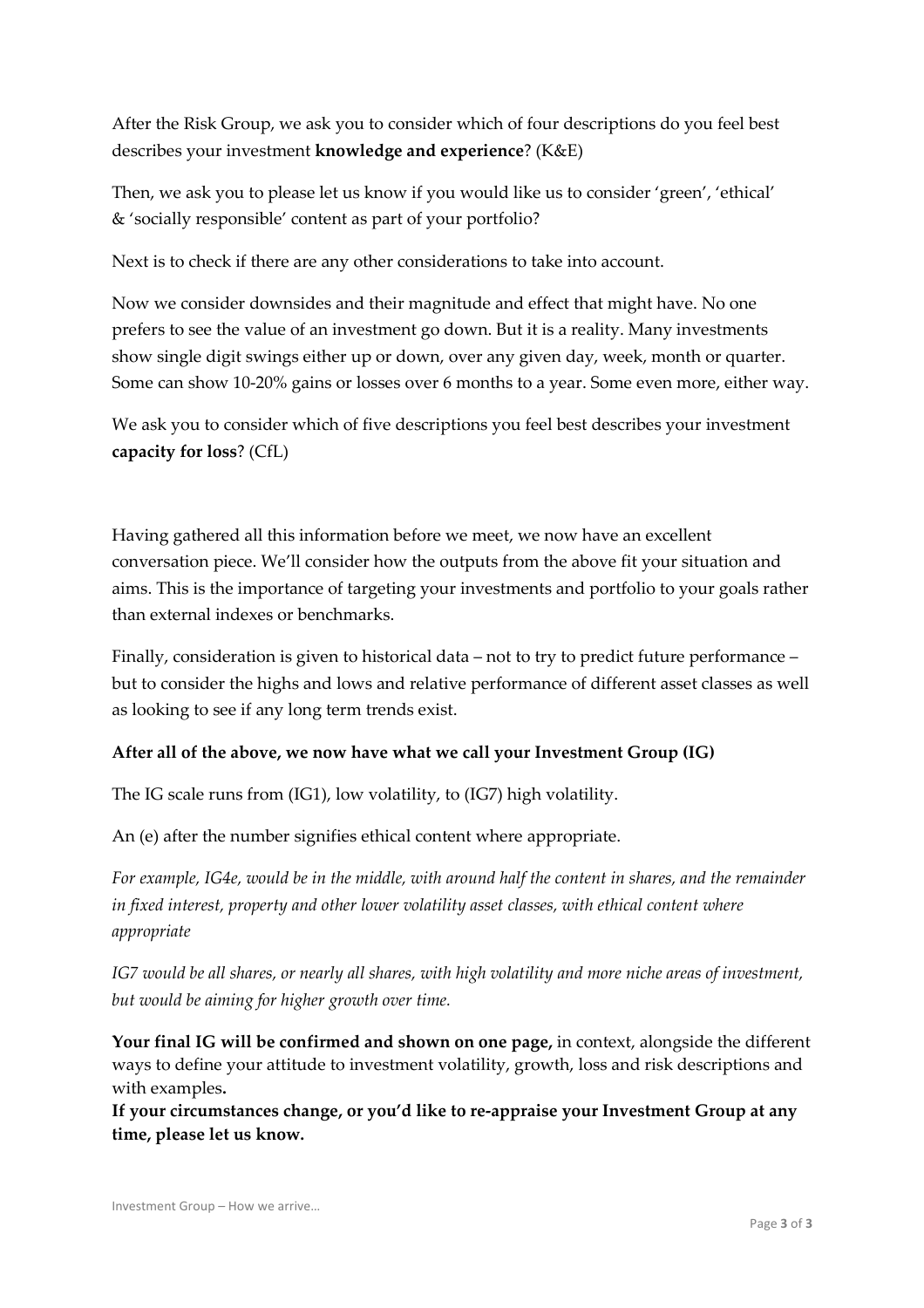After the Risk Group, we ask you to consider which of four descriptions do you feel best describes your investment **knowledge and experience**? (K&E)

Then, we ask you to please let us know if you would like us to consider 'green', 'ethical' & 'socially responsible' content as part of your portfolio?

Next is to check if there are any other considerations to take into account.

Now we consider downsides and their magnitude and effect that might have. No one prefers to see the value of an investment go down. But it is a reality. Many investments show single digit swings either up or down, over any given day, week, month or quarter. Some can show 10-20% gains or losses over 6 months to a year. Some even more, either way.

We ask you to consider which of five descriptions you feel best describes your investment **capacity for loss**? (CfL)

Having gathered all this information before we meet, we now have an excellent conversation piece. We'll consider how the outputs from the above fit your situation and aims. This is the importance of targeting your investments and portfolio to your goals rather than external indexes or benchmarks.

Finally, consideration is given to historical data – not to try to predict future performance – but to consider the highs and lows and relative performance of different asset classes as well as looking to see if any long term trends exist.

**After all of the above, we now have what we call your Investment Group (IG)**

The IG scale runs from (IG1), low volatility, to (IG7) high volatility.

An (e) after the number signifies ethical content where appropriate.

*For example, IG4e, would be in the middle, with around half the content in shares, and the remainder in fixed interest, property and other lower volatility asset classes, with ethical content where appropriate*

*IG7 would be all shares, or nearly all shares, with high volatility and more niche areas of investment, but would be aiming for higher growth over time.*

**Your final IG will be confirmed and shown on one page,** in context, alongside the different ways to define your attitude to investment volatility, growth, loss and risk descriptions and with examples**.**

**If your circumstances change, or you'd like to re-appraise your Investment Group at any time, please let us know.**